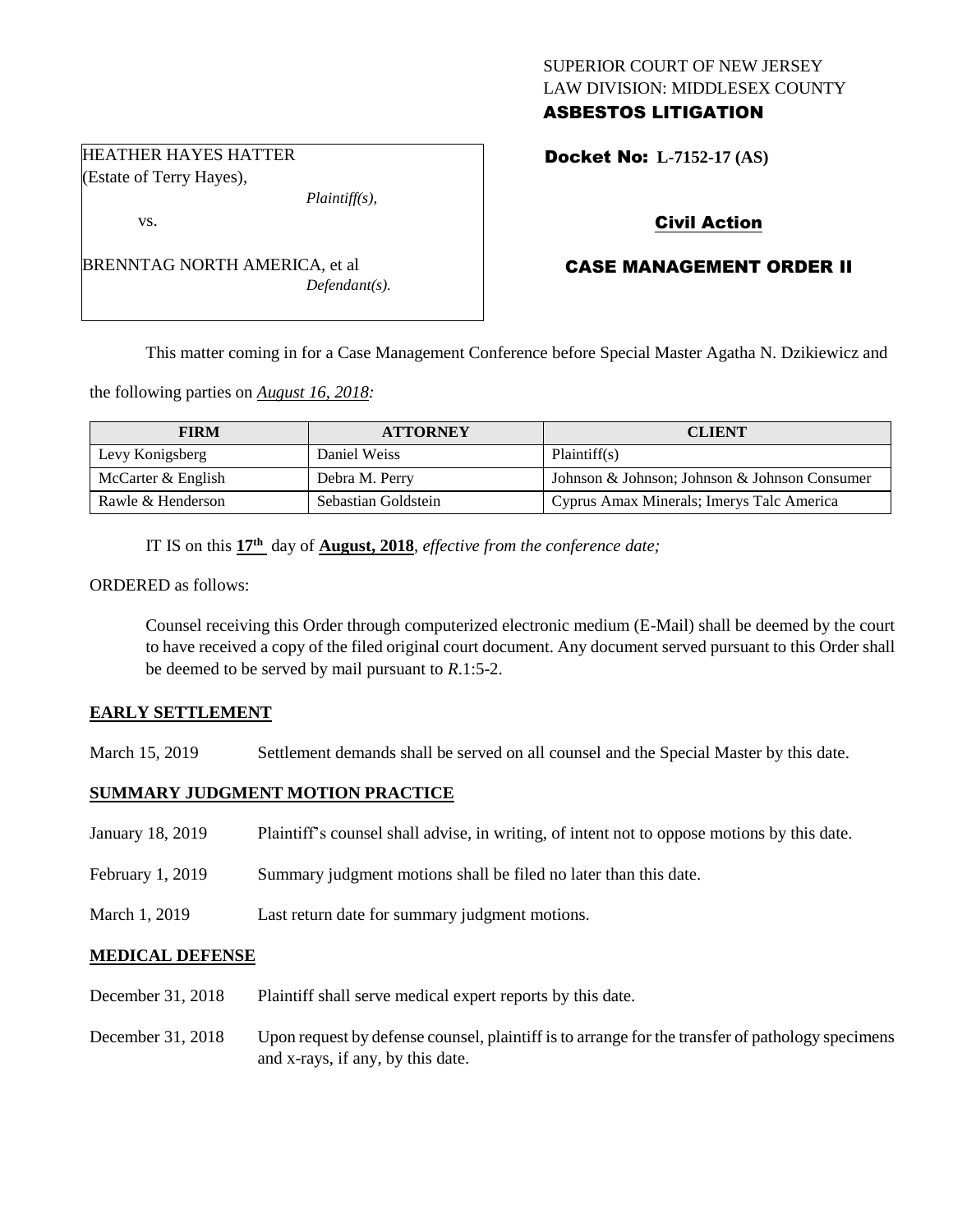SUPERIOR COURT OF NEW JERSEY
LAW DIVISION: MIDDLESEX COUNTY
**ASBESTOS LITIGATION**

HEATHER HAYES HATTER
(Estate of Terry Hayes),
*Plaintiff(s),*
vs.
BRENNTAG NORTH AMERICA, et al
*Defendant(s).*

**Docket No: L-7152-17 (AS)**

**Civil Action**

**CASE MANAGEMENT ORDER II**

This matter coming in for a Case Management Conference before Special Master Agatha N. Dzikiewicz and the following parties on *August 16, 2018:*

| FIRM | ATTORNEY | CLIENT |
| --- | --- | --- |
| Levy Konigsberg | Daniel Weiss | Plaintiff(s) |
| McCarter & English | Debra M. Perry | Johnson & Johnson; Johnson & Johnson Consumer |
| Rawle & Henderson | Sebastian Goldstein | Cyprus Amax Minerals; Imerys Talc America |

IT IS on this **17th** day of **August, 2018**, *effective from the conference date;*

ORDERED as follows:

Counsel receiving this Order through computerized electronic medium (E-Mail) shall be deemed by the court to have received a copy of the filed original court document. Any document served pursuant to this Order shall be deemed to be served by mail pursuant to *R*.1:5-2.

**EARLY SETTLEMENT**

March 15, 2019 Settlement demands shall be served on all counsel and the Special Master by this date.

**SUMMARY JUDGMENT MOTION PRACTICE**

January 18, 2019 Plaintiff's counsel shall advise, in writing, of intent not to oppose motions by this date.

February 1, 2019 Summary judgment motions shall be filed no later than this date.

March 1, 2019 Last return date for summary judgment motions.

**MEDICAL DEFENSE**

December 31, 2018 Plaintiff shall serve medical expert reports by this date.

December 31, 2018 Upon request by defense counsel, plaintiff is to arrange for the transfer of pathology specimens and x-rays, if any, by this date.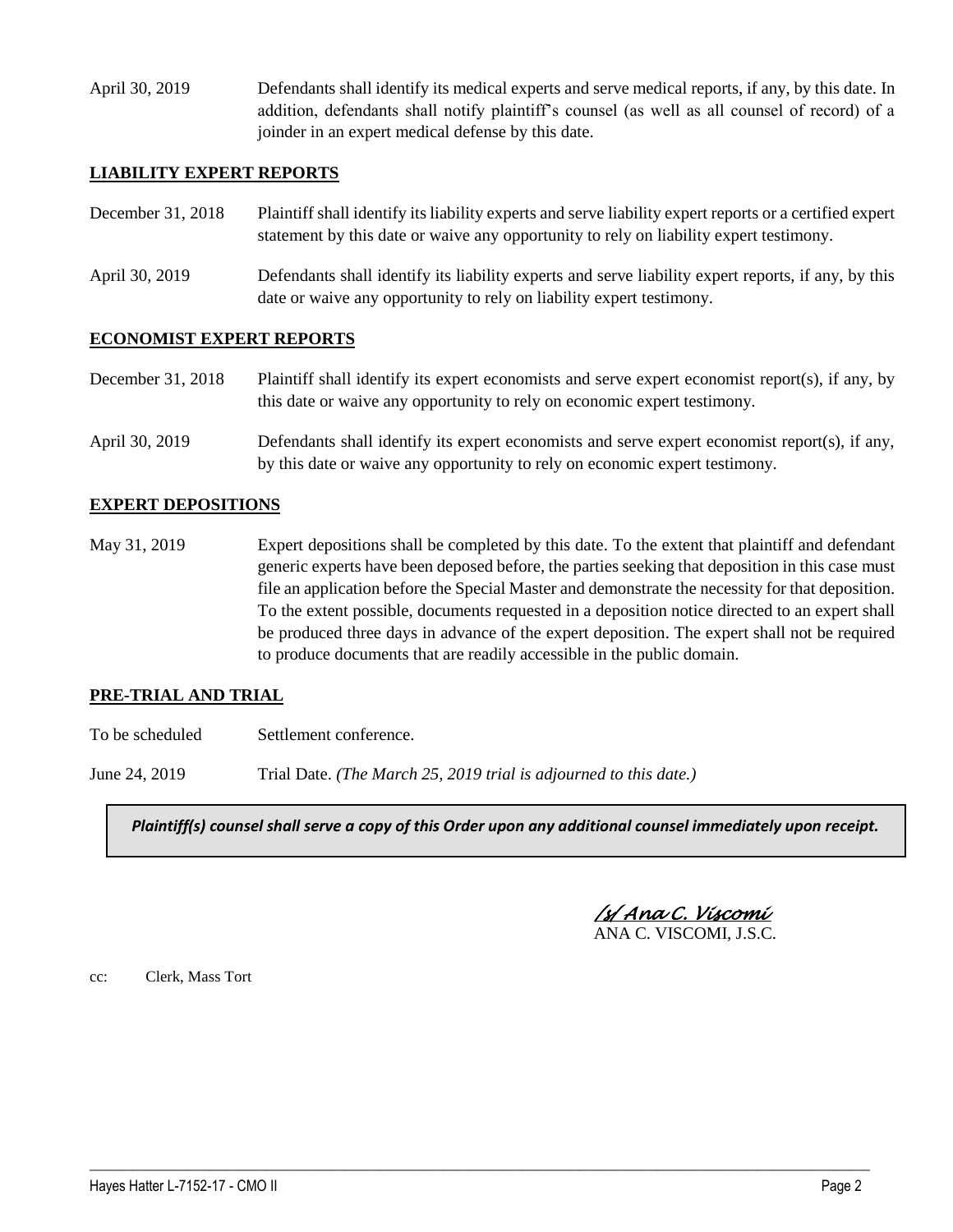| | |
|---|---|
| April 30, 2019 | Defendants shall identify its medical experts and serve medical reports, if any, by this date. In addition, defendants shall notify plaintiff's counsel (as well as all counsel of record) of a joinder in an expert medical defense by this date. |

## LIABILITY EXPERT REPORTS

| | |
|---|---|
| December 31, 2018 | Plaintiff shall identify its liability experts and serve liability expert reports or a certified expert statement by this date or waive any opportunity to rely on liability expert testimony. |
| April 30, 2019 | Defendants shall identify its liability experts and serve liability expert reports, if any, by this date or waive any opportunity to rely on liability expert testimony. |

## ECONOMIST EXPERT REPORTS

| | |
|---|---|
| December 31, 2018 | Plaintiff shall identify its expert economists and serve expert economist report(s), if any, by this date or waive any opportunity to rely on economic expert testimony. |
| April 30, 2019 | Defendants shall identify its expert economists and serve expert economist report(s), if any, by this date or waive any opportunity to rely on economic expert testimony. |

## EXPERT DEPOSITIONS

| | |
|---|---|
| May 31, 2019 | Expert depositions shall be completed by this date. To the extent that plaintiff and defendant generic experts have been deposed before, the parties seeking that deposition in this case must file an application before the Special Master and demonstrate the necessity for that deposition. To the extent possible, documents requested in a deposition notice directed to an expert shall be produced three days in advance of the expert deposition. The expert shall not be required to produce documents that are readily accessible in the public domain. |

## PRE-TRIAL AND TRIAL

| | |
|---|---|
| To be scheduled | Settlement conference. |
| June 24, 2019 | Trial Date. *(The March 25, 2019 trial is adjourned to this date.)* |

***Plaintiff(s) counsel shall serve a copy of this Order upon any additional counsel immediately upon receipt.***

*/s/ Ana C. Viscomi*
ANA C. VISCOMI, J.S.C.

cc: Clerk, Mass Tort